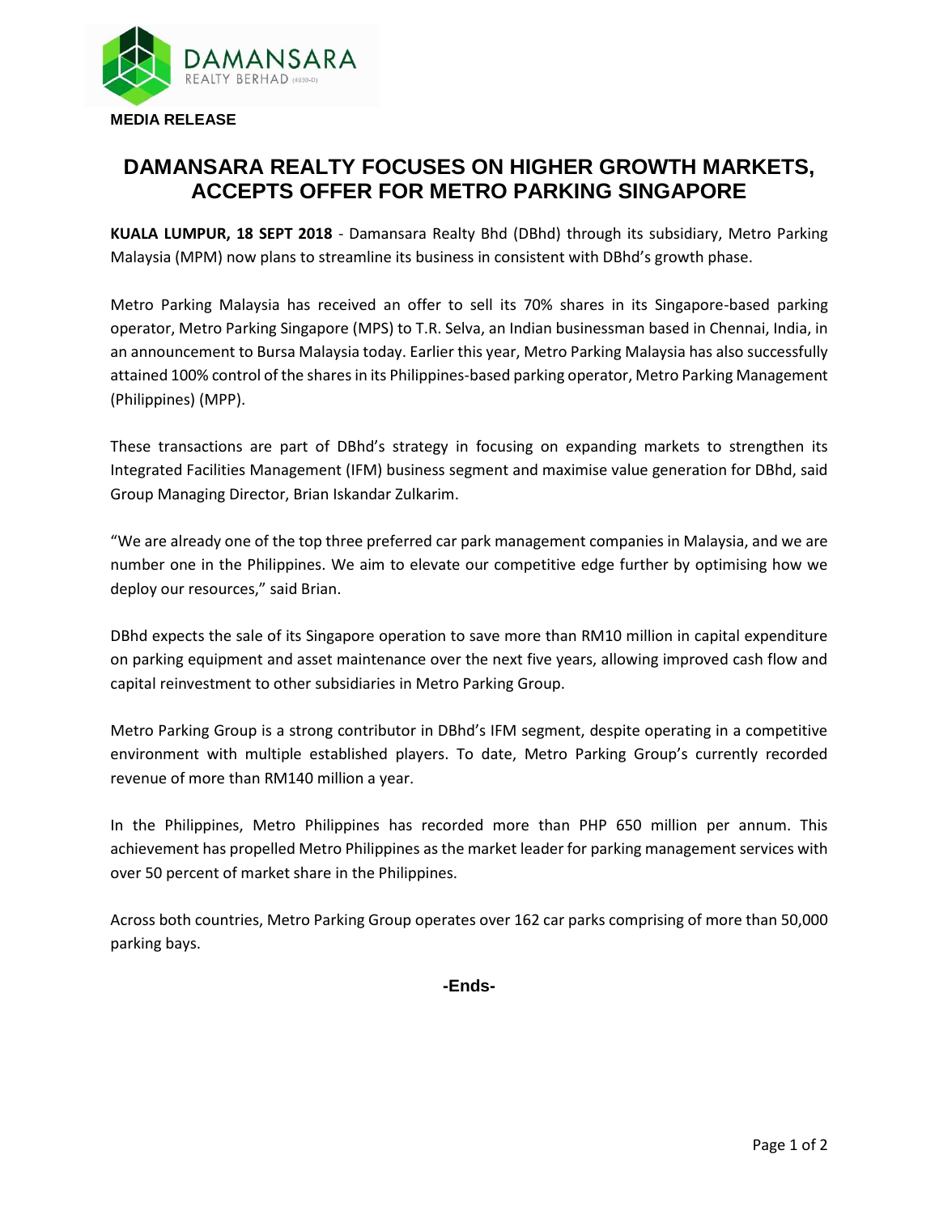DAMANSARA REALTY BERHAD (4030-D)

**MEDIA RELEASE**

# DAMANSARA REALTY FOCUSES ON HIGHER GROWTH MARKETS, ACCEPTS OFFER FOR METRO PARKING SINGAPORE

**KUALA LUMPUR, 18 SEPT 2018** - Damansara Realty Bhd (DBhd) through its subsidiary, Metro Parking Malaysia (MPM) now plans to streamline its business in consistent with DBhd's growth phase.

Metro Parking Malaysia has received an offer to sell its 70% shares in its Singapore-based parking operator, Metro Parking Singapore (MPS) to T.R. Selva, an Indian businessman based in Chennai, India, in an announcement to Bursa Malaysia today. Earlier this year, Metro Parking Malaysia has also successfully attained 100% control of the shares in its Philippines-based parking operator, Metro Parking Management (Philippines) (MPP).

These transactions are part of DBhd's strategy in focusing on expanding markets to strengthen its Integrated Facilities Management (IFM) business segment and maximise value generation for DBhd, said Group Managing Director, Brian Iskandar Zulkarim.

"We are already one of the top three preferred car park management companies in Malaysia, and we are number one in the Philippines. We aim to elevate our competitive edge further by optimising how we deploy our resources," said Brian.

DBhd expects the sale of its Singapore operation to save more than RM10 million in capital expenditure on parking equipment and asset maintenance over the next five years, allowing improved cash flow and capital reinvestment to other subsidiaries in Metro Parking Group.

Metro Parking Group is a strong contributor in DBhd's IFM segment, despite operating in a competitive environment with multiple established players. To date, Metro Parking Group's currently recorded revenue of more than RM140 million a year.

In the Philippines, Metro Philippines has recorded more than PHP 650 million per annum. This achievement has propelled Metro Philippines as the market leader for parking management services with over 50 percent of market share in the Philippines.

Across both countries, Metro Parking Group operates over 162 car parks comprising of more than 50,000 parking bays.

**-Ends-**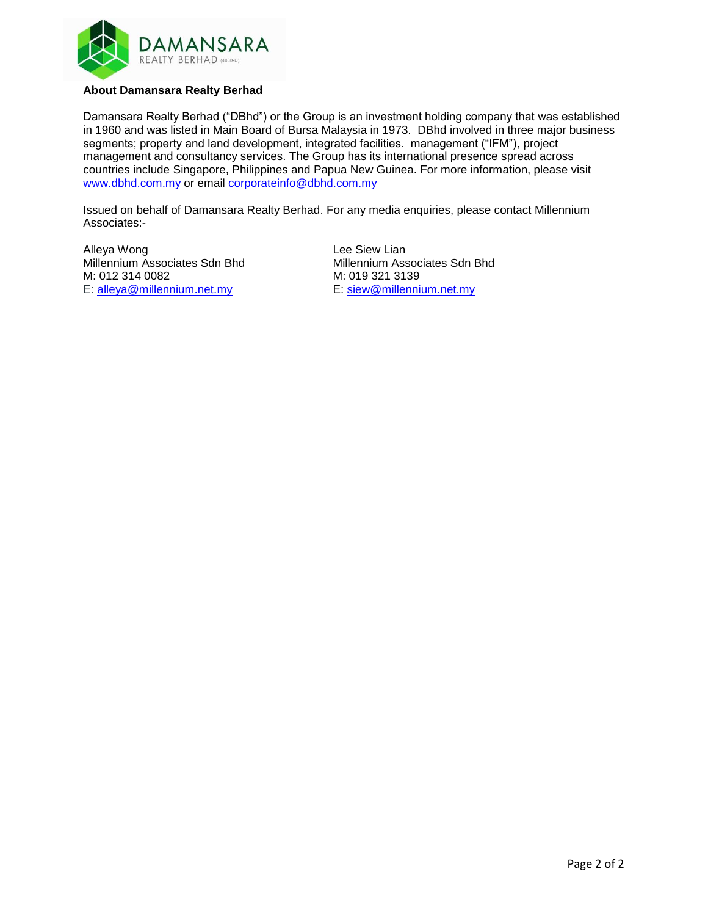**About Damansara Realty Berhad**

Damansara Realty Berhad ("DBhd") or the Group is an investment holding company that was established in 1960 and was listed in Main Board of Bursa Malaysia in 1973. DBhd involved in three major business segments; property and land development, integrated facilities. management ("IFM"), project management and consultancy services. The Group has its international presence spread across countries include Singapore, Philippines and Papua New Guinea. For more information, please visit www.dbhd.com.my or email corporateinfo@dbhd.com.my

Issued on behalf of Damansara Realty Berhad. For any media enquiries, please contact Millennium Associates:-

Alleya Wong
Millennium Associates Sdn Bhd
M: 012 314 0082
E: alleya@millennium.net.my

Lee Siew Lian
Millennium Associates Sdn Bhd
M: 019 321 3139
E: siew@millennium.net.my